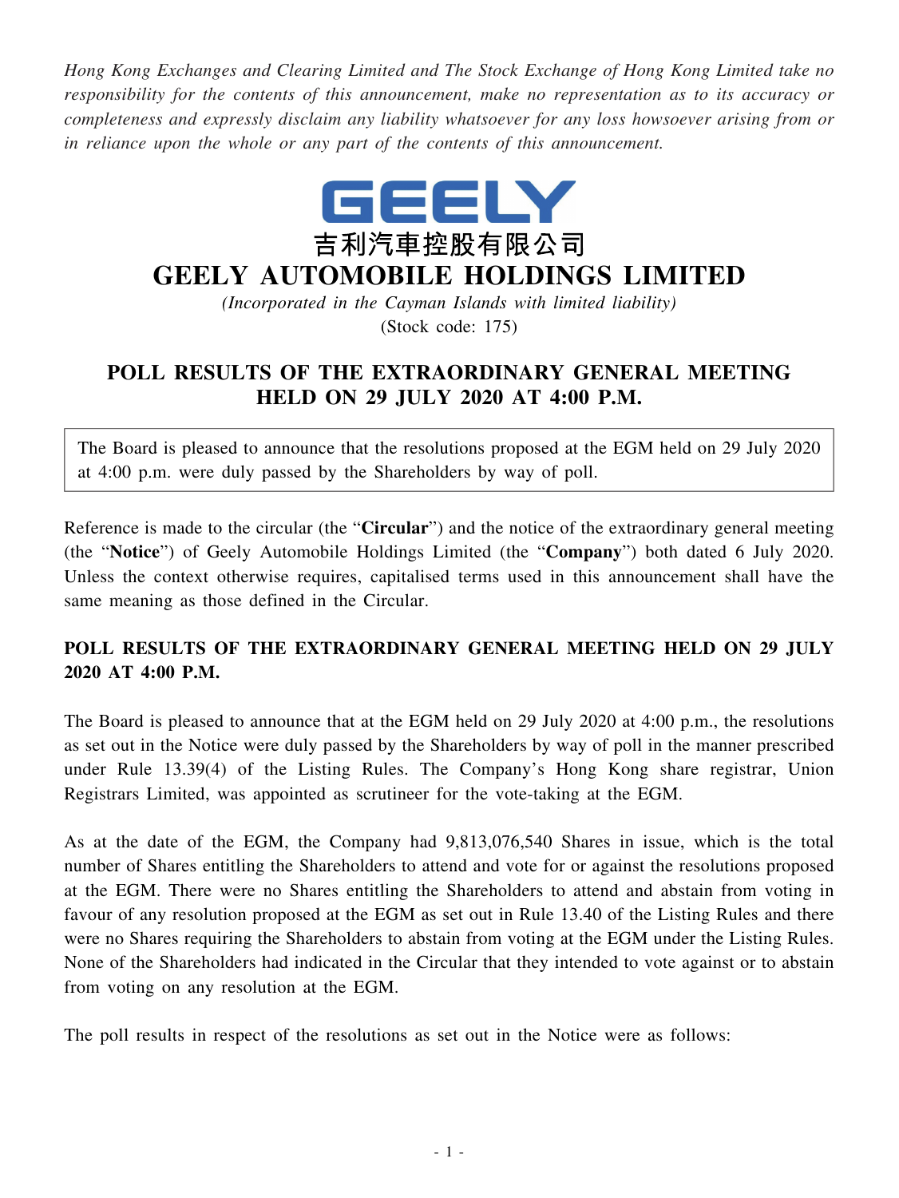*Hong Kong Exchanges and Clearing Limited and The Stock Exchange of Hong Kong Limited take no responsibility for the contents of this announcement, make no representation as to its accuracy or completeness and expressly disclaim any liability whatsoever for any loss howsoever arising from or in reliance upon the whole or any part of the contents of this announcement.*

GEELY

吉利汽車控股有限公司

# GEELY AUTOMOBILE HOLDINGS LIMITED

*(Incorporated in the Cayman Islands with limited liability)*

(Stock code: 175)

## POLL RESULTS OF THE EXTRAORDINARY GENERAL MEETING HELD ON 29 JULY 2020 AT 4:00 P.M.

The Board is pleased to announce that the resolutions proposed at the EGM held on 29 July 2020 at 4:00 p.m. were duly passed by the Shareholders by way of poll.

Reference is made to the circular (the "**Circular**") and the notice of the extraordinary general meeting (the "**Notice**") of Geely Automobile Holdings Limited (the "**Company**") both dated 6 July 2020. Unless the context otherwise requires, capitalised terms used in this announcement shall have the same meaning as those defined in the Circular.

### POLL RESULTS OF THE EXTRAORDINARY GENERAL MEETING HELD ON 29 JULY 2020 AT 4:00 P.M.

The Board is pleased to announce that at the EGM held on 29 July 2020 at 4:00 p.m., the resolutions as set out in the Notice were duly passed by the Shareholders by way of poll in the manner prescribed under Rule 13.39(4) of the Listing Rules. The Company's Hong Kong share registrar, Union Registrars Limited, was appointed as scrutineer for the vote-taking at the EGM.

As at the date of the EGM, the Company had 9,813,076,540 Shares in issue, which is the total number of Shares entitling the Shareholders to attend and vote for or against the resolutions proposed at the EGM. There were no Shares entitling the Shareholders to attend and abstain from voting in favour of any resolution proposed at the EGM as set out in Rule 13.40 of the Listing Rules and there were no Shares requiring the Shareholders to abstain from voting at the EGM under the Listing Rules. None of the Shareholders had indicated in the Circular that they intended to vote against or to abstain from voting on any resolution at the EGM.

The poll results in respect of the resolutions as set out in the Notice were as follows: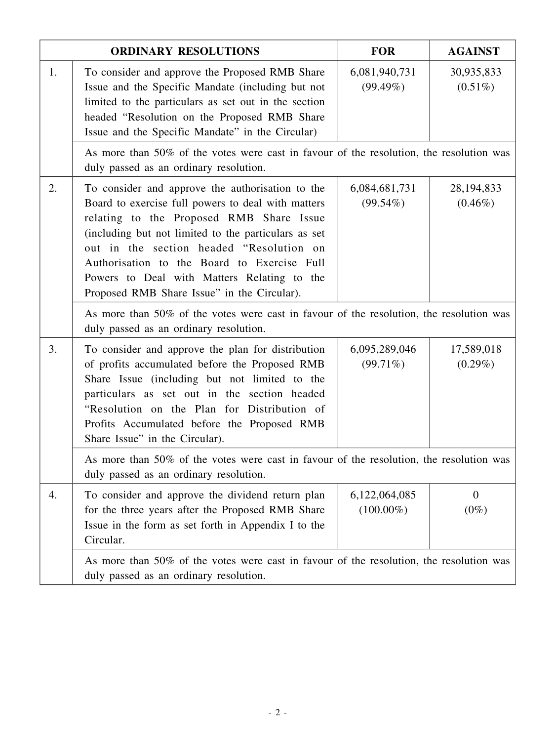| ORDINARY RESOLUTIONS | | FOR | AGAINST |
|---|---|---|---|
| 1. | To consider and approve the Proposed RMB Share Issue and the Specific Mandate (including but not limited to the particulars as set out in the section headed "Resolution on the Proposed RMB Share Issue and the Specific Mandate" in the Circular) | 6,081,940,731 (99.49%) | 30,935,833 (0.51%) |
| | As more than 50% of the votes were cast in favour of the resolution, the resolution was duly passed as an ordinary resolution. | | |
| 2. | To consider and approve the authorisation to the Board to exercise full powers to deal with matters relating to the Proposed RMB Share Issue (including but not limited to the particulars as set out in the section headed "Resolution on Authorisation to the Board to Exercise Full Powers to Deal with Matters Relating to the Proposed RMB Share Issue" in the Circular). | 6,084,681,731 (99.54%) | 28,194,833 (0.46%) |
| | As more than 50% of the votes were cast in favour of the resolution, the resolution was duly passed as an ordinary resolution. | | |
| 3. | To consider and approve the plan for distribution of profits accumulated before the Proposed RMB Share Issue (including but not limited to the particulars as set out in the section headed "Resolution on the Plan for Distribution of Profits Accumulated before the Proposed RMB Share Issue" in the Circular). | 6,095,289,046 (99.71%) | 17,589,018 (0.29%) |
| | As more than 50% of the votes were cast in favour of the resolution, the resolution was duly passed as an ordinary resolution. | | |
| 4. | To consider and approve the dividend return plan for the three years after the Proposed RMB Share Issue in the form as set forth in Appendix I to the Circular. | 6,122,064,085 (100.00%) | 0 (0%) |
| | As more than 50% of the votes were cast in favour of the resolution, the resolution was duly passed as an ordinary resolution. | | |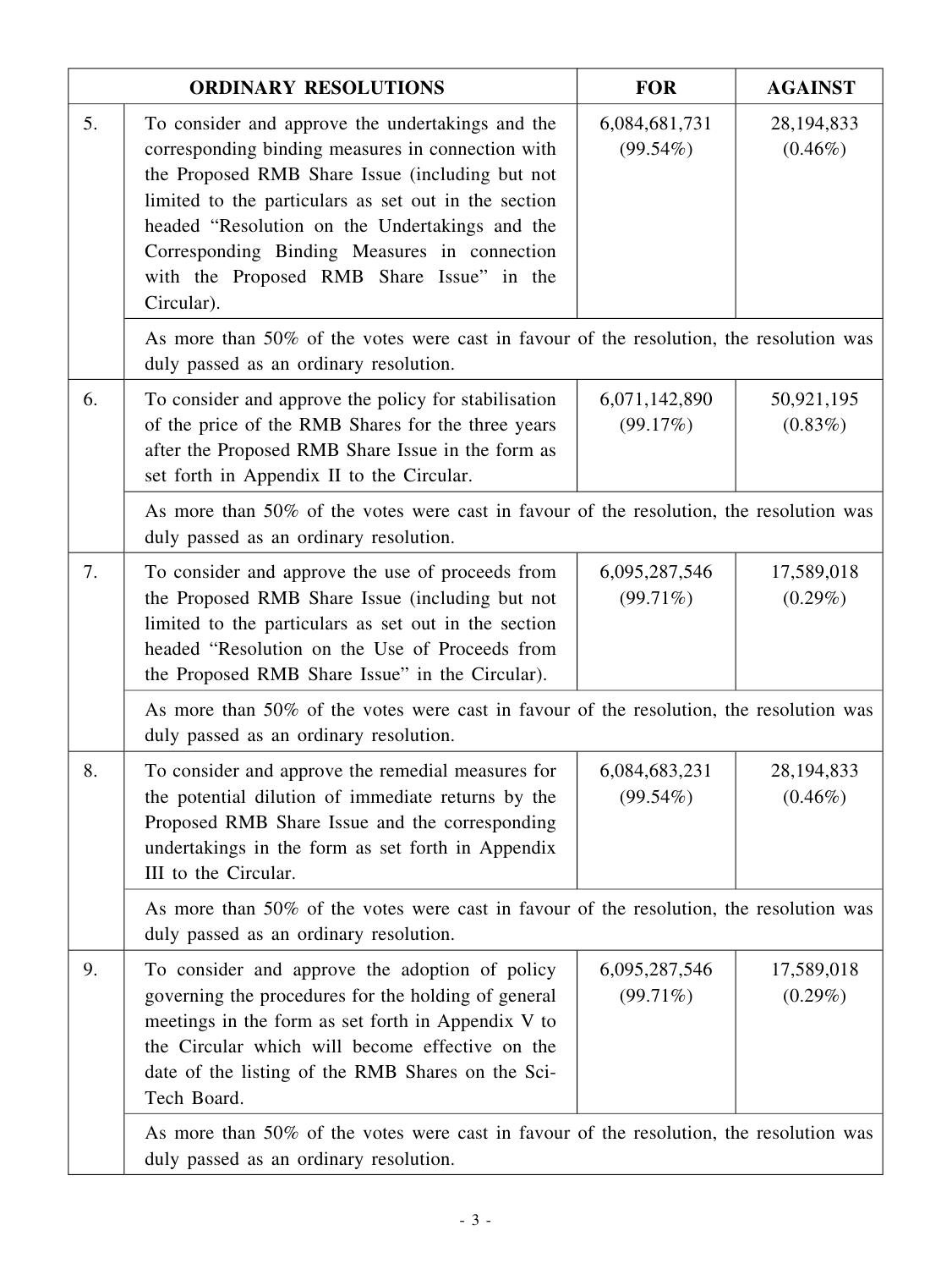| | ORDINARY RESOLUTIONS | FOR | AGAINST |
|---|---|---|---|
| 5. | To consider and approve the undertakings and the corresponding binding measures in connection with the Proposed RMB Share Issue (including but not limited to the particulars as set out in the section headed "Resolution on the Undertakings and the Corresponding Binding Measures in connection with the Proposed RMB Share Issue" in the Circular). | 6,084,681,731 (99.54%) | 28,194,833 (0.46%) |
| | As more than 50% of the votes were cast in favour of the resolution, the resolution was duly passed as an ordinary resolution. | | |
| 6. | To consider and approve the policy for stabilisation of the price of the RMB Shares for the three years after the Proposed RMB Share Issue in the form as set forth in Appendix II to the Circular. | 6,071,142,890 (99.17%) | 50,921,195 (0.83%) |
| | As more than 50% of the votes were cast in favour of the resolution, the resolution was duly passed as an ordinary resolution. | | |
| 7. | To consider and approve the use of proceeds from the Proposed RMB Share Issue (including but not limited to the particulars as set out in the section headed "Resolution on the Use of Proceeds from the Proposed RMB Share Issue" in the Circular). | 6,095,287,546 (99.71%) | 17,589,018 (0.29%) |
| | As more than 50% of the votes were cast in favour of the resolution, the resolution was duly passed as an ordinary resolution. | | |
| 8. | To consider and approve the remedial measures for the potential dilution of immediate returns by the Proposed RMB Share Issue and the corresponding undertakings in the form as set forth in Appendix III to the Circular. | 6,084,683,231 (99.54%) | 28,194,833 (0.46%) |
| | As more than 50% of the votes were cast in favour of the resolution, the resolution was duly passed as an ordinary resolution. | | |
| 9. | To consider and approve the adoption of policy governing the procedures for the holding of general meetings in the form as set forth in Appendix V to the Circular which will become effective on the date of the listing of the RMB Shares on the Sci-Tech Board. | 6,095,287,546 (99.71%) | 17,589,018 (0.29%) |
| | As more than 50% of the votes were cast in favour of the resolution, the resolution was duly passed as an ordinary resolution. | | |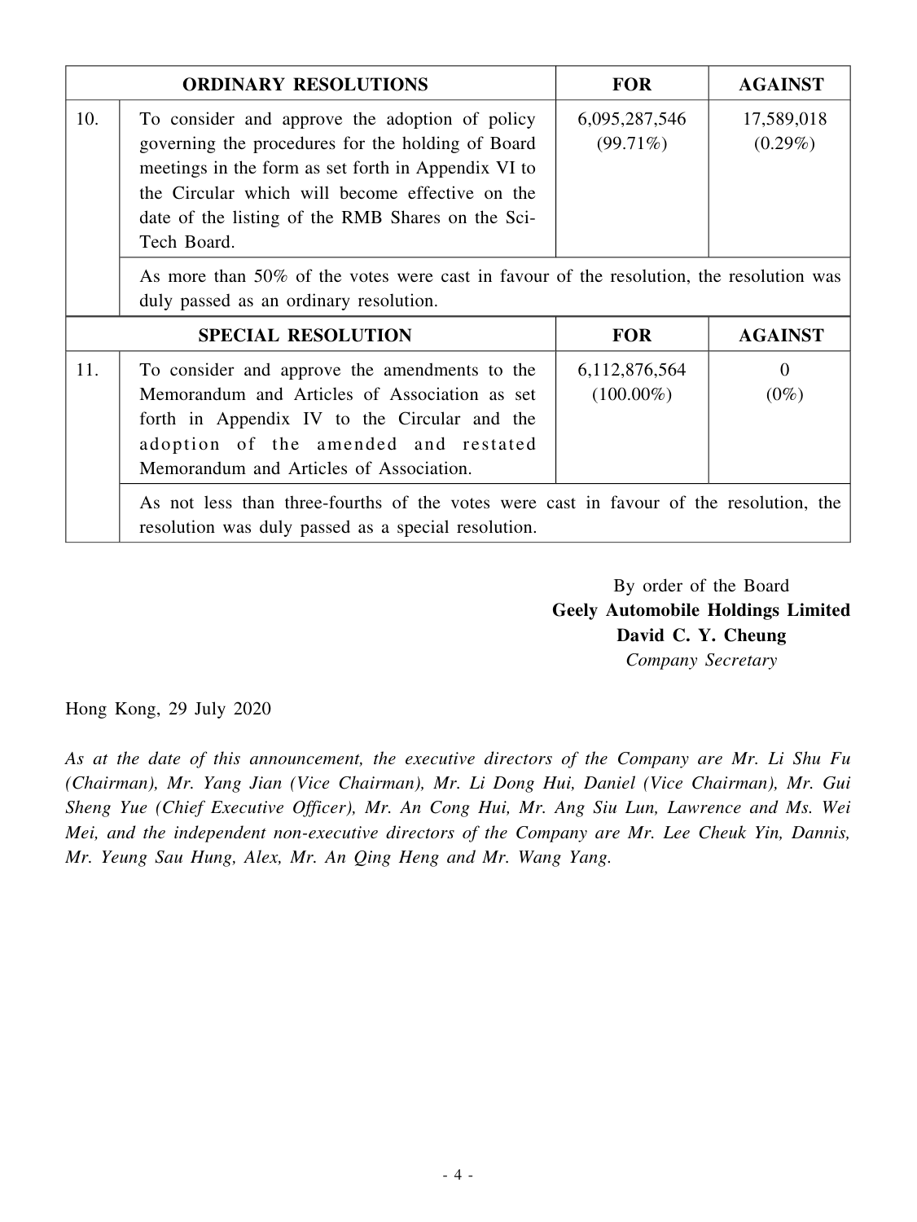| ORDINARY RESOLUTIONS | | FOR | AGAINST |
|---|---|---|---|
| 10. | To consider and approve the adoption of policy governing the procedures for the holding of Board meetings in the form as set forth in Appendix VI to the Circular which will become effective on the date of the listing of the RMB Shares on the Sci-Tech Board. | 6,095,287,546 (99.71%) | 17,589,018 (0.29%) |
| | As more than 50% of the votes were cast in favour of the resolution, the resolution was duly passed as an ordinary resolution. | | |
| **SPECIAL RESOLUTION** | | **FOR** | **AGAINST** |
| 11. | To consider and approve the amendments to the Memorandum and Articles of Association as set forth in Appendix IV to the Circular and the adoption of the amended and restated Memorandum and Articles of Association. | 6,112,876,564 (100.00%) | 0 (0%) |
| | As not less than three-fourths of the votes were cast in favour of the resolution, the resolution was duly passed as a special resolution. | | |

By order of the Board
**Geely Automobile Holdings Limited**
**David C. Y. Cheung**
*Company Secretary*

Hong Kong, 29 July 2020

*As at the date of this announcement, the executive directors of the Company are Mr. Li Shu Fu (Chairman), Mr. Yang Jian (Vice Chairman), Mr. Li Dong Hui, Daniel (Vice Chairman), Mr. Gui Sheng Yue (Chief Executive Officer), Mr. An Cong Hui, Mr. Ang Siu Lun, Lawrence and Ms. Wei Mei, and the independent non-executive directors of the Company are Mr. Lee Cheuk Yin, Dannis, Mr. Yeung Sau Hung, Alex, Mr. An Qing Heng and Mr. Wang Yang.*